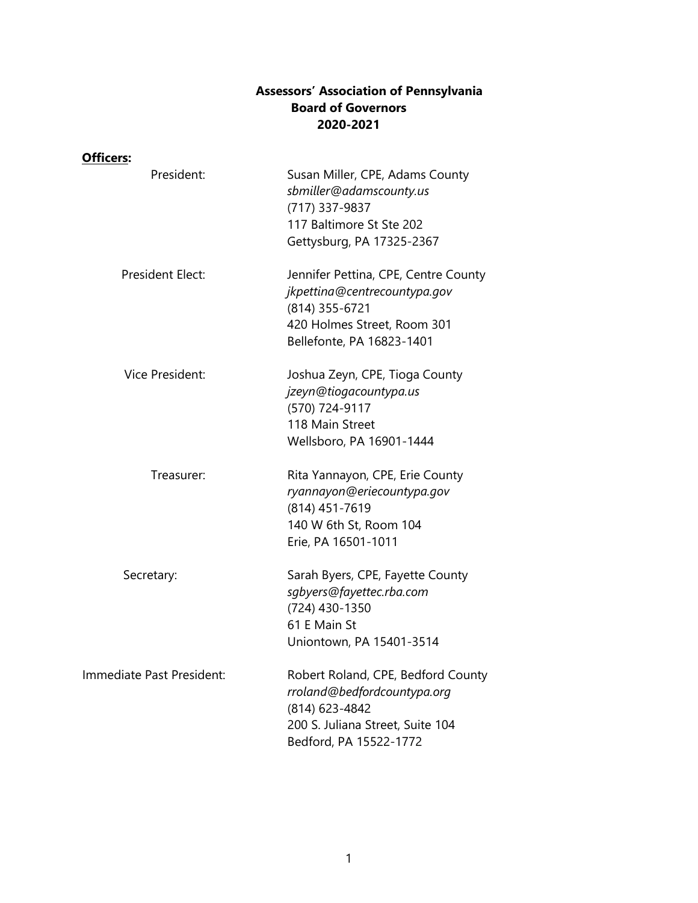# Assessors' Association of Pennsylvania
## Board of Governors
## 2020-2021

**Officers:**

President:
Susan Miller, CPE, Adams County
*sbmiller@adamscounty.us*
(717) 337-9837
117 Baltimore St Ste 202
Gettysburg, PA 17325-2367

President Elect:
Jennifer Pettina, CPE, Centre County
*jkpettina@centrecountypa.gov*
(814) 355-6721
420 Holmes Street, Room 301
Bellefonte, PA 16823-1401

Vice President:
Joshua Zeyn, CPE, Tioga County
*jzeyn@tiogacountypa.us*
(570) 724-9117
118 Main Street
Wellsboro, PA 16901-1444

Treasurer:
Rita Yannayon, CPE, Erie County
*ryannayon@eriecountypa.gov*
(814) 451-7619
140 W 6th St, Room 104
Erie, PA 16501-1011

Secretary:
Sarah Byers, CPE, Fayette County
*sgbyers@fayettec.rba.com*
(724) 430-1350
61 E Main St
Uniontown, PA 15401-3514

Immediate Past President:
Robert Roland, CPE, Bedford County
*rroland@bedfordcountypa.org*
(814) 623-4842
200 S. Juliana Street, Suite 104
Bedford, PA 15522-1772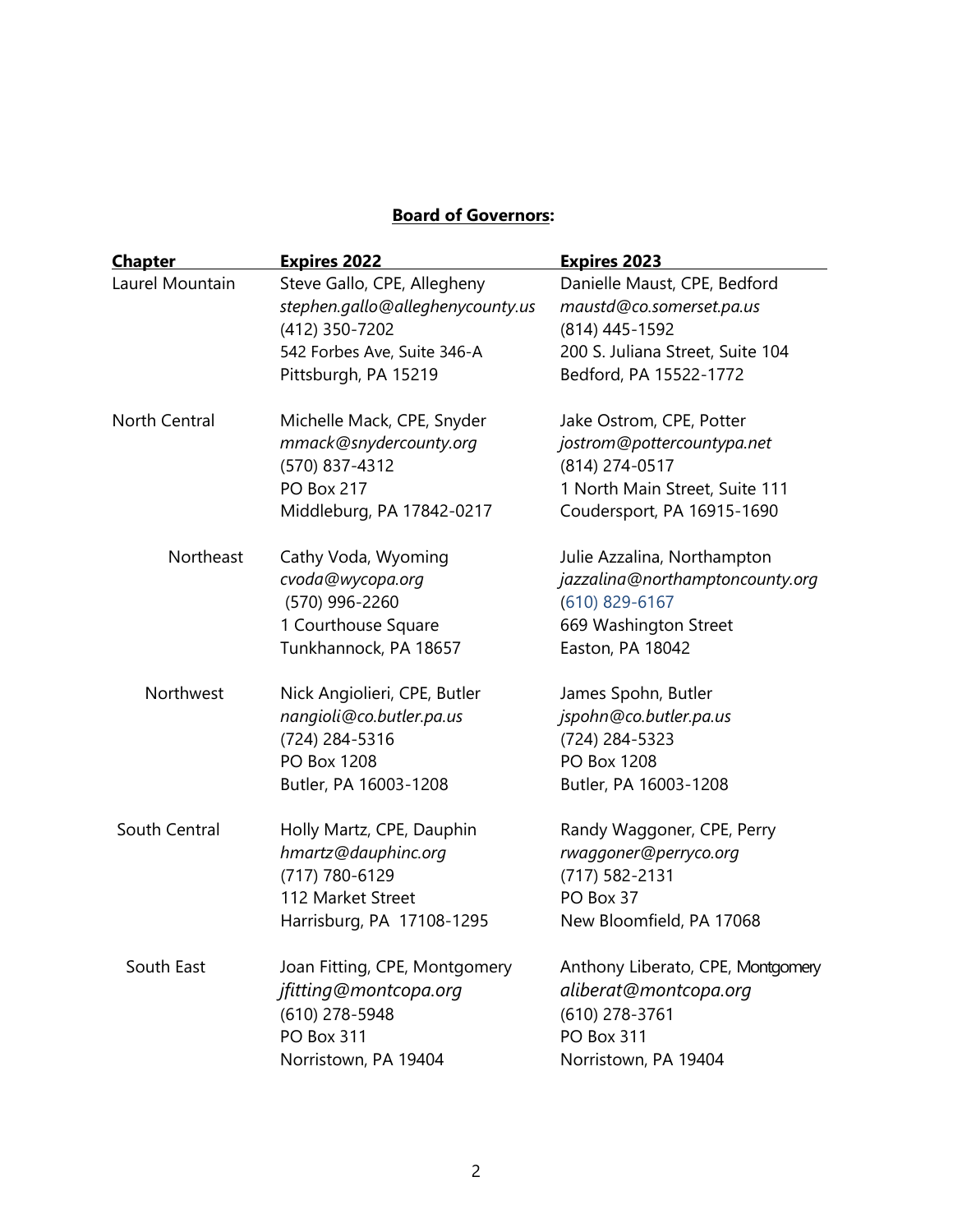**Board of Governors:**

| Chapter | Expires 2022 | Expires 2023 |
| --- | --- | --- |
| Laurel Mountain | Steve Gallo, CPE, Allegheny<br>*stephen.gallo@alleghenycounty.us*<br>(412) 350-7202<br>542 Forbes Ave, Suite 346-A<br>Pittsburgh, PA 15219 | Danielle Maust, CPE, Bedford<br>*maustd@co.somerset.pa.us*<br>(814) 445-1592<br>200 S. Juliana Street, Suite 104<br>Bedford, PA 15522-1772 |
| North Central | Michelle Mack, CPE, Snyder<br>*mmack@snydercounty.org*<br>(570) 837-4312<br>PO Box 217<br>Middleburg, PA 17842-0217 | Jake Ostrom, CPE, Potter<br>*jostrom@pottercountypa.net*<br>(814) 274-0517<br>1 North Main Street, Suite 111<br>Coudersport, PA 16915-1690 |
| Northeast | Cathy Voda, Wyoming<br>*cvoda@wycopa.org*<br>(570) 996-2260<br>1 Courthouse Square<br>Tunkhannock, PA 18657 | Julie Azzalina, Northampton<br>*jazzalina@northamptoncounty.org*<br>(610) 829-6167<br>669 Washington Street<br>Easton, PA 18042 |
| Northwest | Nick Angiolieri, CPE, Butler<br>*nangioli@co.butler.pa.us*<br>(724) 284-5316<br>PO Box 1208<br>Butler, PA 16003-1208 | James Spohn, Butler<br>*jspohn@co.butler.pa.us*<br>(724) 284-5323<br>PO Box 1208<br>Butler, PA 16003-1208 |
| South Central | Holly Martz, CPE, Dauphin<br>*hmartz@dauphinc.org*<br>(717) 780-6129<br>112 Market Street<br>Harrisburg, PA 17108-1295 | Randy Waggoner, CPE, Perry<br>*rwaggoner@perryco.org*<br>(717) 582-2131<br>PO Box 37<br>New Bloomfield, PA 17068 |
| South East | Joan Fitting, CPE, Montgomery<br>*jfitting@montcopa.org*<br>(610) 278-5948<br>PO Box 311<br>Norristown, PA 19404 | Anthony Liberato, CPE, Montgomery<br>*aliberat@montcopa.org*<br>(610) 278-3761<br>PO Box 311<br>Norristown, PA 19404 |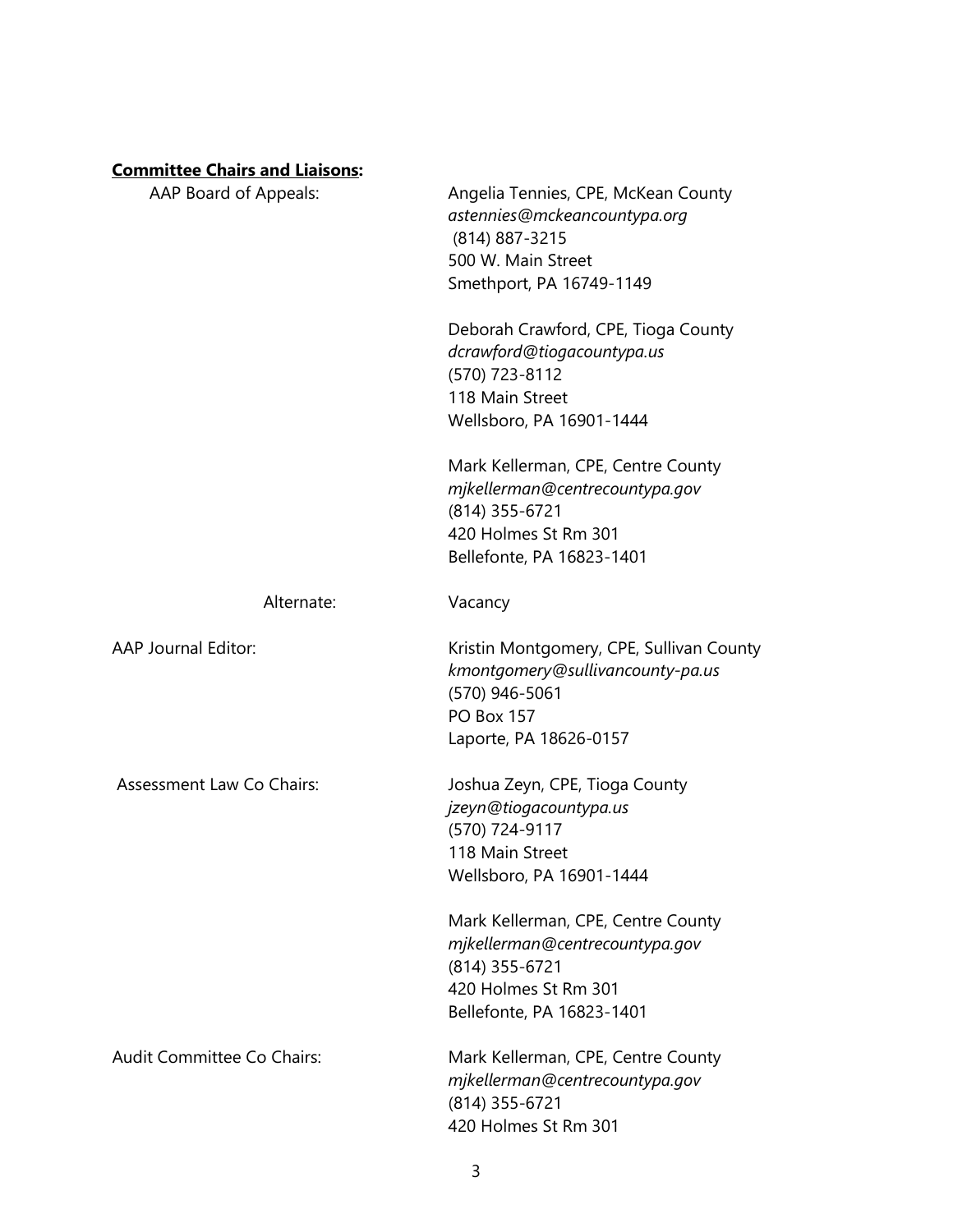**Committee Chairs and Liaisons:**

AAP Board of Appeals:

Angelia Tennies, CPE, McKean County
*astennies@mckeancountypa.org*
(814) 887-3215
500 W. Main Street
Smethport, PA 16749-1149

Deborah Crawford, CPE, Tioga County
*dcrawford@tiogacountypa.us*
(570) 723-8112
118 Main Street
Wellsboro, PA 16901-1444

Mark Kellerman, CPE, Centre County
*mjkellerman@centrecountypa.gov*
(814) 355-6721
420 Holmes St Rm 301
Bellefonte, PA 16823-1401

Alternate: Vacancy

AAP Journal Editor:

Kristin Montgomery, CPE, Sullivan County
*kmontgomery@sullivancounty-pa.us*
(570) 946-5061
PO Box 157
Laporte, PA 18626-0157

Assessment Law Co Chairs:

Joshua Zeyn, CPE, Tioga County
*jzeyn@tiogacountypa.us*
(570) 724-9117
118 Main Street
Wellsboro, PA 16901-1444

Mark Kellerman, CPE, Centre County
*mjkellerman@centrecountypa.gov*
(814) 355-6721
420 Holmes St Rm 301
Bellefonte, PA 16823-1401

Audit Committee Co Chairs:

Mark Kellerman, CPE, Centre County
*mjkellerman@centrecountypa.gov*
(814) 355-6721
420 Holmes St Rm 301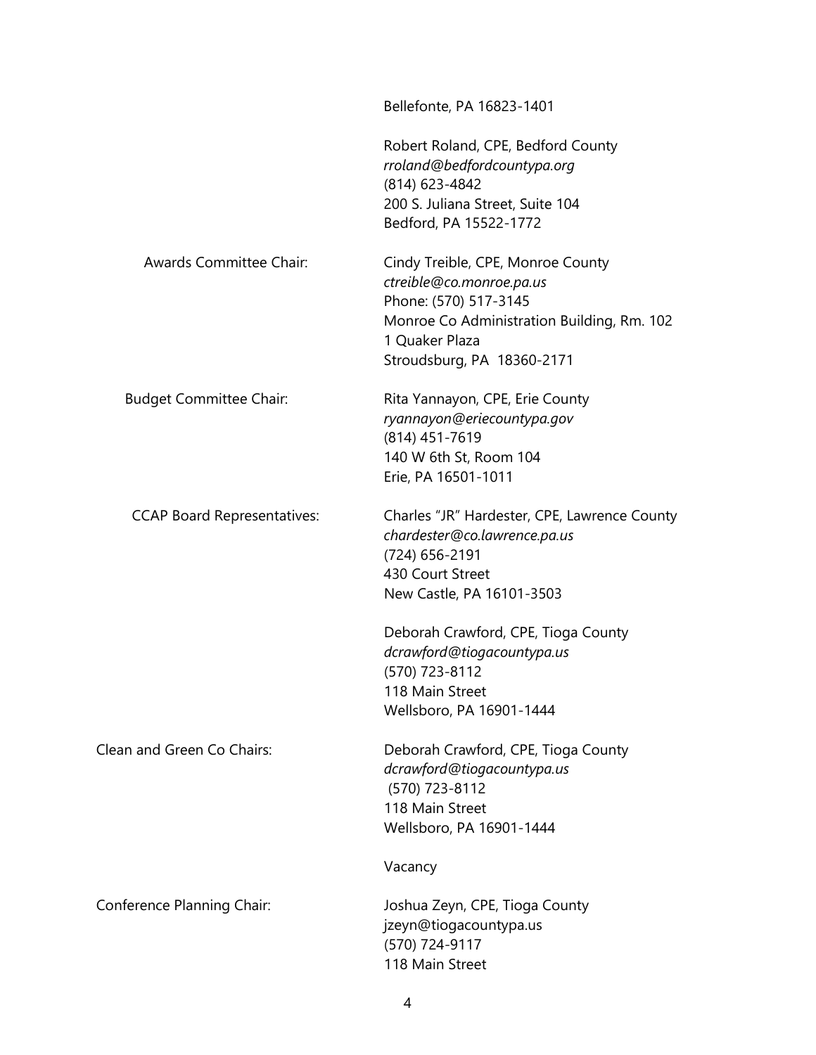Bellefonte, PA 16823-1401

Robert Roland, CPE, Bedford County
*rroland@bedfordcountypa.org*
(814) 623-4842
200 S. Juliana Street, Suite 104
Bedford, PA 15522-1772

**Awards Committee Chair:**

Cindy Treible, CPE, Monroe County
*ctreible@co.monroe.pa.us*
Phone: (570) 517-3145
Monroe Co Administration Building, Rm. 102
1 Quaker Plaza
Stroudsburg, PA 18360-2171

**Budget Committee Chair:**

Rita Yannayon, CPE, Erie County
*ryannayon@eriecountypa.gov*
(814) 451-7619
140 W 6th St, Room 104
Erie, PA 16501-1011

**CCAP Board Representatives:**

Charles "JR" Hardester, CPE, Lawrence County
*chardester@co.lawrence.pa.us*
(724) 656-2191
430 Court Street
New Castle, PA 16101-3503

Deborah Crawford, CPE, Tioga County
*dcrawford@tiogacountypa.us*
(570) 723-8112
118 Main Street
Wellsboro, PA 16901-1444

**Clean and Green Co Chairs:**

Deborah Crawford, CPE, Tioga County
*dcrawford@tiogacountypa.us*
(570) 723-8112
118 Main Street
Wellsboro, PA 16901-1444

Vacancy

**Conference Planning Chair:**

Joshua Zeyn, CPE, Tioga County
jzeyn@tiogacountypa.us
(570) 724-9117
118 Main Street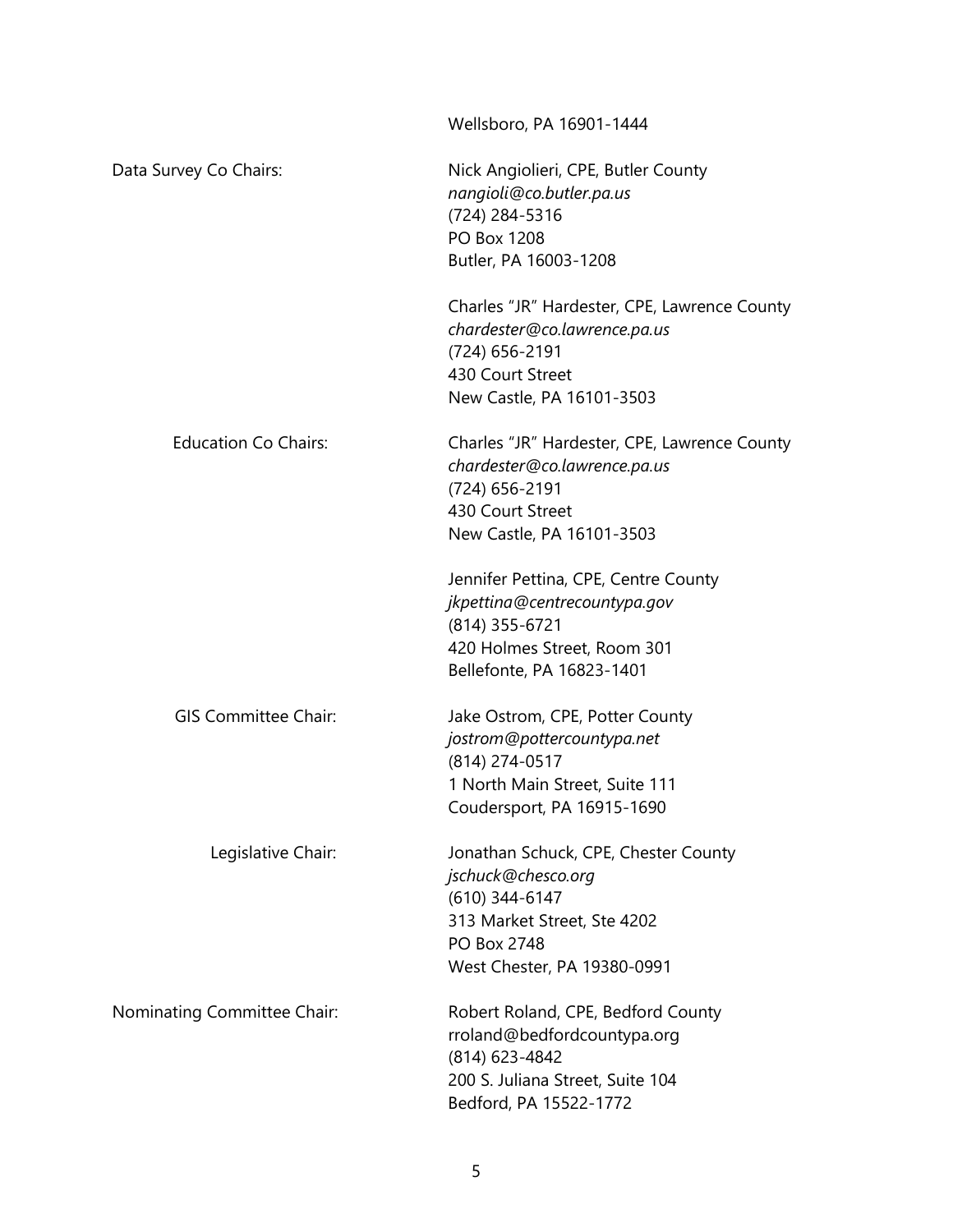Wellsboro, PA 16901-1444

Data Survey Co Chairs:

Nick Angiolieri, CPE, Butler County
*nangioli@co.butler.pa.us*
(724) 284-5316
PO Box 1208
Butler, PA 16003-1208

Charles "JR" Hardester, CPE, Lawrence County
*chardester@co.lawrence.pa.us*
(724) 656-2191
430 Court Street
New Castle, PA 16101-3503

Education Co Chairs:

Charles "JR" Hardester, CPE, Lawrence County
*chardester@co.lawrence.pa.us*
(724) 656-2191
430 Court Street
New Castle, PA 16101-3503

Jennifer Pettina, CPE, Centre County
*jkpettina@centrecountypa.gov*
(814) 355-6721
420 Holmes Street, Room 301
Bellefonte, PA 16823-1401

GIS Committee Chair:

Jake Ostrom, CPE, Potter County
*jostrom@pottercountypa.net*
(814) 274-0517
1 North Main Street, Suite 111
Coudersport, PA 16915-1690

Legislative Chair:

Jonathan Schuck, CPE, Chester County
*jschuck@chesco.org*
(610) 344-6147
313 Market Street, Ste 4202
PO Box 2748
West Chester, PA 19380-0991

Nominating Committee Chair:

Robert Roland, CPE, Bedford County
rroland@bedfordcountypa.org
(814) 623-4842
200 S. Juliana Street, Suite 104
Bedford, PA 15522-1772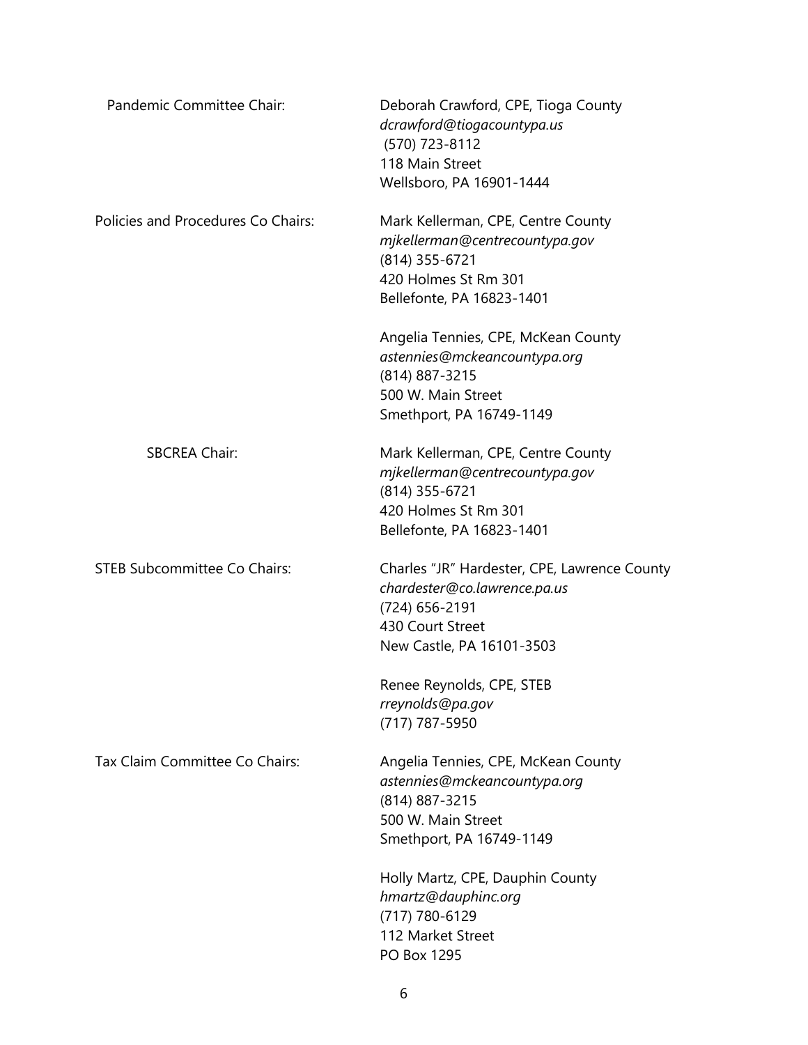Pandemic Committee Chair:

Deborah Crawford, CPE, Tioga County
*dcrawford@tiogacountypa.us*
(570) 723-8112
118 Main Street
Wellsboro, PA 16901-1444

Policies and Procedures Co Chairs:

Mark Kellerman, CPE, Centre County
*mjkellerman@centrecountypa.gov*
(814) 355-6721
420 Holmes St Rm 301
Bellefonte, PA 16823-1401

Angelia Tennies, CPE, McKean County
*astennies@mckeancountypa.org*
(814) 887-3215
500 W. Main Street
Smethport, PA 16749-1149

SBCREA Chair:

Mark Kellerman, CPE, Centre County
*mjkellerman@centrecountypa.gov*
(814) 355-6721
420 Holmes St Rm 301
Bellefonte, PA 16823-1401

STEB Subcommittee Co Chairs:

Charles "JR" Hardester, CPE, Lawrence County
*chardester@co.lawrence.pa.us*
(724) 656-2191
430 Court Street
New Castle, PA 16101-3503

Renee Reynolds, CPE, STEB
*rreynolds@pa.gov*
(717) 787-5950

Tax Claim Committee Co Chairs:

Angelia Tennies, CPE, McKean County
*astennies@mckeancountypa.org*
(814) 887-3215
500 W. Main Street
Smethport, PA 16749-1149

Holly Martz, CPE, Dauphin County
*hmartz@dauphinc.org*
(717) 780-6129
112 Market Street
PO Box 1295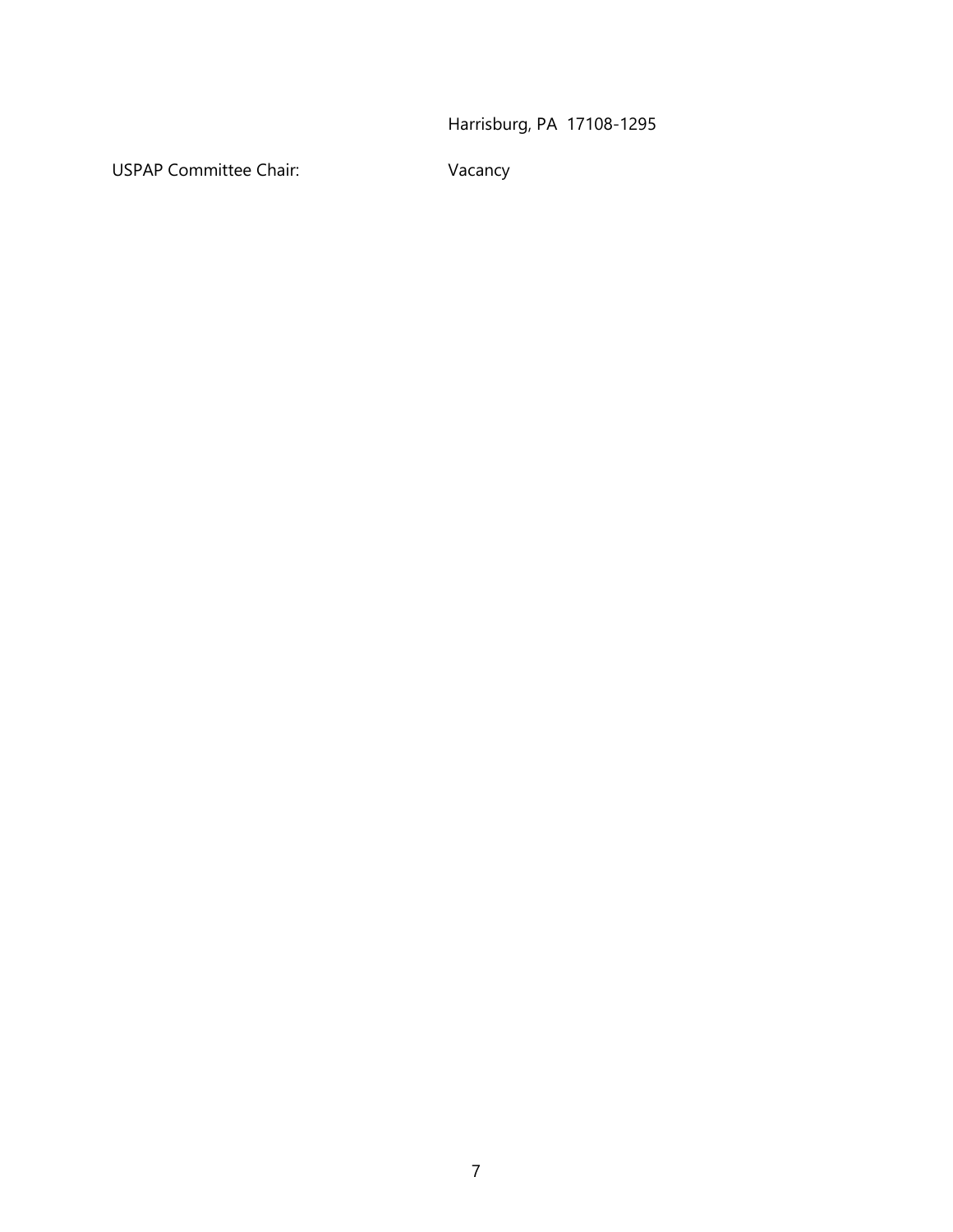| | |
| --- | --- |
| | Harrisburg, PA  17108-1295 |
| USPAP Committee Chair: | Vacancy |